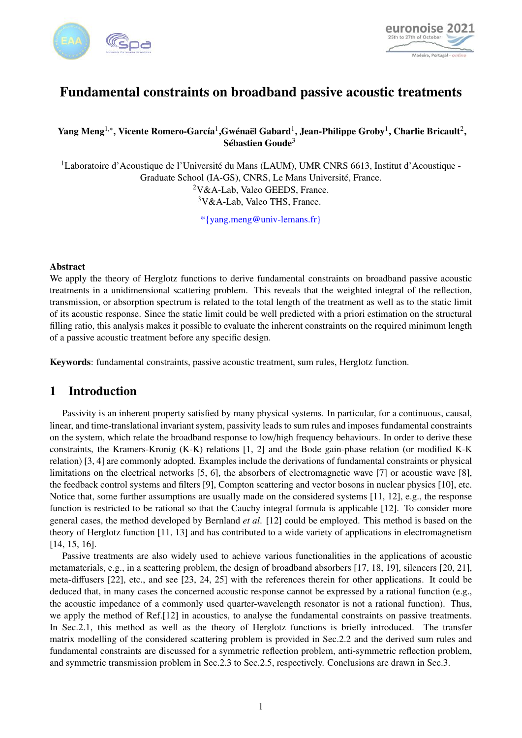# Fundamental constraints on broadband passive acoustic treatments

**Yang Meng[1,*], Vicente Romero-García[1], Gwénaël Gabard[1], Jean-Philippe Groby[1], Charlie Bricault[2], Sébastien Goude[3]**

[1]Laboratoire d'Acoustique de l'Université du Mans (LAUM), UMR CNRS 6613, Institut d'Acoustique - Graduate School (IA-GS), CNRS, Le Mans Université, France.
[2]V&A-Lab, Valeo GEEDS, France.
[3]V&A-Lab, Valeo THS, France.

*{yang.meng@univ-lemans.fr}

### Abstract

We apply the theory of Herglotz functions to derive fundamental constraints on broadband passive acoustic treatments in a unidimensional scattering problem. This reveals that the weighted integral of the reflection, transmission, or absorption spectrum is related to the total length of the treatment as well as to the static limit of its acoustic response. Since the static limit could be well predicted with a priori estimation on the structural filling ratio, this analysis makes it possible to evaluate the inherent constraints on the required minimum length of a passive acoustic treatment before any specific design.

**Keywords**: fundamental constraints, passive acoustic treatment, sum rules, Herglotz function.

## 1 Introduction

Passivity is an inherent property satisfied by many physical systems. In particular, for a continuous, causal, linear, and time-translational invariant system, passivity leads to sum rules and imposes fundamental constraints on the system, which relate the broadband response to low/high frequency behaviours. In order to derive these constraints, the Kramers-Kronig (K-K) relations [1, 2] and the Bode gain-phase relation (or modified K-K relation) [3, 4] are commonly adopted. Examples include the derivations of fundamental constraints or physical limitations on the electrical networks [5, 6], the absorbers of electromagnetic wave [7] or acoustic wave [8], the feedback control systems and filters [9], Compton scattering and vector bosons in nuclear physics [10], etc. Notice that, some further assumptions are usually made on the considered systems [11, 12], e.g., the response function is restricted to be rational so that the Cauchy integral formula is applicable [12]. To consider more general cases, the method developed by Bernland *et al*. [12] could be employed. This method is based on the theory of Herglotz function [11, 13] and has contributed to a wide variety of applications in electromagnetism [14, 15, 16].

Passive treatments are also widely used to achieve various functionalities in the applications of acoustic metamaterials, e.g., in a scattering problem, the design of broadband absorbers [17, 18, 19], silencers [20, 21], meta-diffusers [22], etc., and see [23, 24, 25] with the references therein for other applications. It could be deduced that, in many cases the concerned acoustic response cannot be expressed by a rational function (e.g., the acoustic impedance of a commonly used quarter-wavelength resonator is not a rational function). Thus, we apply the method of Ref.[12] in acoustics, to analyse the fundamental constraints on passive treatments. In Sec.2.1, this method as well as the theory of Herglotz functions is briefly introduced. The transfer matrix modelling of the considered scattering problem is provided in Sec.2.2 and the derived sum rules and fundamental constraints are discussed for a symmetric reflection problem, anti-symmetric reflection problem, and symmetric transmission problem in Sec.2.3 to Sec.2.5, respectively. Conclusions are drawn in Sec.3.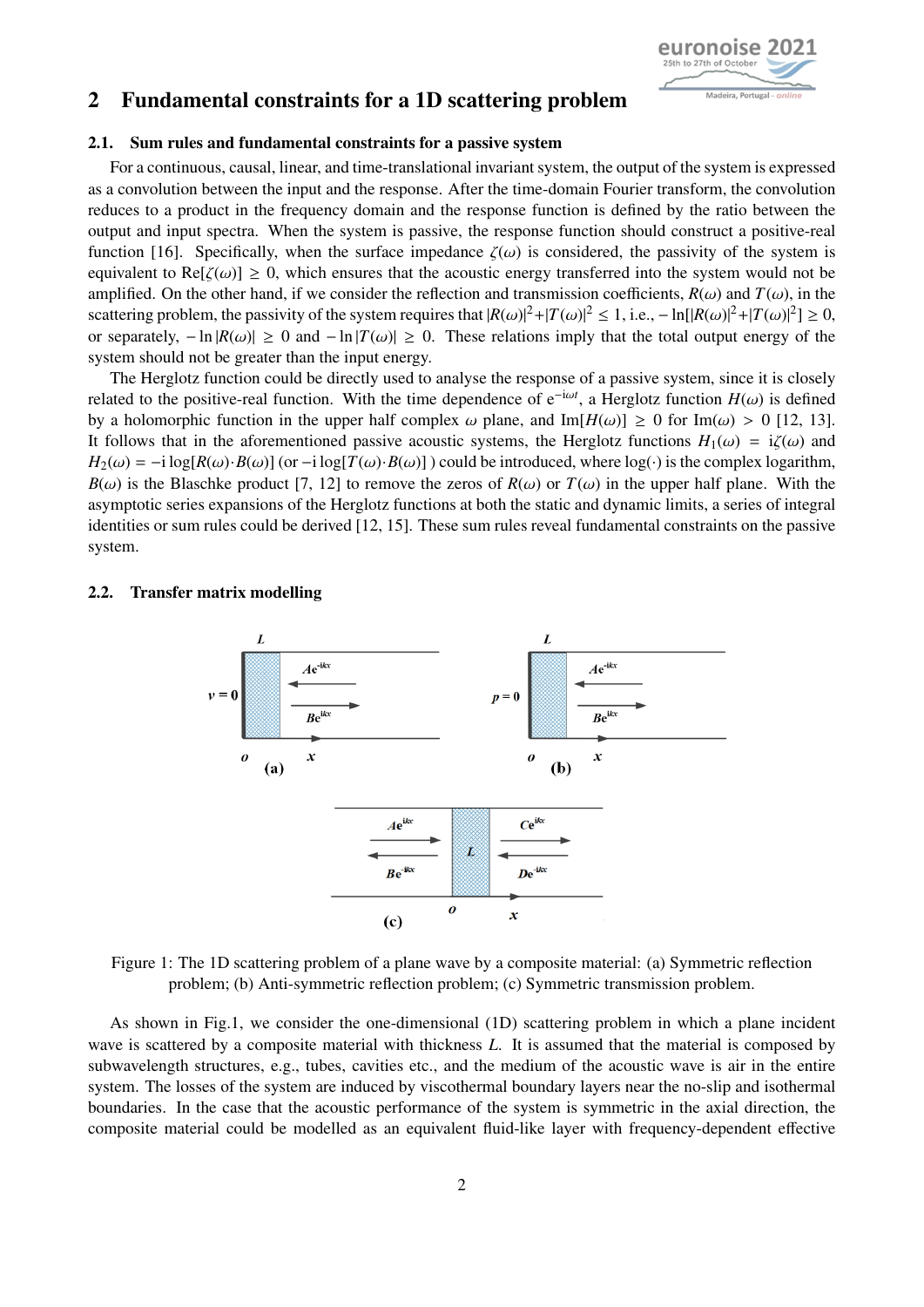## 2 Fundamental constraints for a 1D scattering problem

### 2.1. Sum rules and fundamental constraints for a passive system

For a continuous, causal, linear, and time-translational invariant system, the output of the system is expressed as a convolution between the input and the response. After the time-domain Fourier transform, the convolution reduces to a product in the frequency domain and the response function is defined by the ratio between the output and input spectra. When the system is passive, the response function should construct a positive-real function [16]. Specifically, when the surface impedance $\zeta(\omega)$ is considered, the passivity of the system is equivalent to $\mathrm{Re}[\zeta(\omega)] \geq 0$, which ensures that the acoustic energy transferred into the system would not be amplified. On the other hand, if we consider the reflection and transmission coefficients, $R(\omega)$ and $T(\omega)$, in the scattering problem, the passivity of the system requires that $|R(\omega)|^2 + |T(\omega)|^2 \leq 1$, i.e., $-\ln[|R(\omega)|^2 + |T(\omega)|^2] \geq 0$, or separately, $-\ln|R(\omega)| \geq 0$ and $-\ln|T(\omega)| \geq 0$. These relations imply that the total output energy of the system should not be greater than the input energy.

The Herglotz function could be directly used to analyse the response of a passive system, since it is closely related to the positive-real function. With the time dependence of $e^{-i\omega t}$, a Herglotz function $H(\omega)$ is defined by a holomorphic function in the upper half complex $\omega$ plane, and $\mathrm{Im}[H(\omega)] \geq 0$ for $\mathrm{Im}(\omega) > 0$ [12, 13]. It follows that in the aforementioned passive acoustic systems, the Herglotz functions $H_1(\omega) = i\zeta(\omega)$ and $H_2(\omega) = -i\log[R(\omega)\cdot B(\omega)]$ (or $-i\log[T(\omega)\cdot B(\omega)]$ ) could be introduced, where $\log(\cdot)$ is the complex logarithm, $B(\omega)$ is the Blaschke product [7, 12] to remove the zeros of $R(\omega)$ or $T(\omega)$ in the upper half plane. With the asymptotic series expansions of the Herglotz functions at both the static and dynamic limits, a series of integral identities or sum rules could be derived [12, 15]. These sum rules reveal fundamental constraints on the passive system.

### 2.2. Transfer matrix modelling

Figure 1: The 1D scattering problem of a plane wave by a composite material: (a) Symmetric reflection problem; (b) Anti-symmetric reflection problem; (c) Symmetric transmission problem.

As shown in Fig.1, we consider the one-dimensional (1D) scattering problem in which a plane incident wave is scattered by a composite material with thickness $L$. It is assumed that the material is composed by subwavelength structures, e.g., tubes, cavities etc., and the medium of the acoustic wave is air in the entire system. The losses of the system are induced by viscothermal boundary layers near the no-slip and isothermal boundaries. In the case that the acoustic performance of the system is symmetric in the axial direction, the composite material could be modelled as an equivalent fluid-like layer with frequency-dependent effective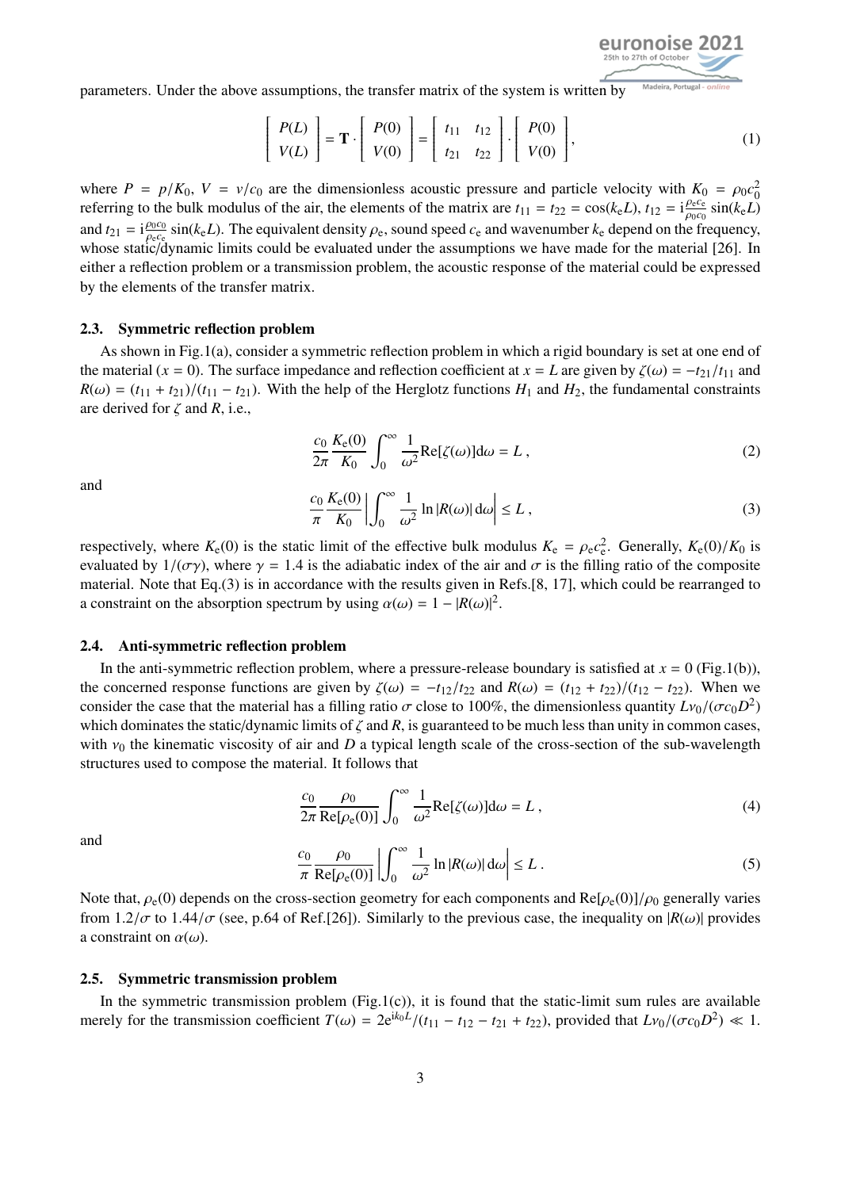parameters. Under the above assumptions, the transfer matrix of the system is written by

$$\begin{bmatrix} P(L) \\ V(L) \end{bmatrix} = \mathbf{T} \cdot \begin{bmatrix} P(0) \\ V(0) \end{bmatrix} = \begin{bmatrix} t_{11} & t_{12} \\ t_{21} & t_{22} \end{bmatrix} \cdot \begin{bmatrix} P(0) \\ V(0) \end{bmatrix}, \tag{1}$$

where $P = p/K_0$, $V = v/c_0$ are the dimensionless acoustic pressure and particle velocity with $K_0 = \rho_0 c_0^2$ referring to the bulk modulus of the air, the elements of the matrix are $t_{11} = t_{22} = \cos(k_e L)$, $t_{12} = \mathrm{i}\frac{\rho_e c_e}{\rho_0 c_0}\sin(k_e L)$ and $t_{21} = \mathrm{i}\frac{\rho_0 c_0}{\rho_e c_e}\sin(k_e L)$. The equivalent density $\rho_e$, sound speed $c_e$ and wavenumber $k_e$ depend on the frequency, whose static/dynamic limits could be evaluated under the assumptions we have made for the material [26]. In either a reflection problem or a transmission problem, the acoustic response of the material could be expressed by the elements of the transfer matrix.

### 2.3. Symmetric reflection problem

As shown in Fig.1(a), consider a symmetric reflection problem in which a rigid boundary is set at one end of the material ($x = 0$). The surface impedance and reflection coefficient at $x = L$ are given by $\zeta(\omega) = -t_{21}/t_{11}$ and $R(\omega) = (t_{11} + t_{21})/(t_{11} - t_{21})$. With the help of the Herglotz functions $H_1$ and $H_2$, the fundamental constraints are derived for $\zeta$ and $R$, i.e.,

$$\frac{c_0}{2\pi}\frac{K_e(0)}{K_0}\int_0^\infty \frac{1}{\omega^2}\mathrm{Re}[\zeta(\omega)]\mathrm{d}\omega = L\,, \tag{2}$$

and

$$\frac{c_0}{\pi}\frac{K_e(0)}{K_0}\left|\int_0^\infty \frac{1}{\omega^2}\ln|R(\omega)|\,\mathrm{d}\omega\right| \le L\,, \tag{3}$$

respectively, where $K_e(0)$ is the static limit of the effective bulk modulus $K_e = \rho_e c_e^2$. Generally, $K_e(0)/K_0$ is evaluated by $1/(\sigma\gamma)$, where $\gamma = 1.4$ is the adiabatic index of the air and $\sigma$ is the filling ratio of the composite material. Note that Eq.(3) is in accordance with the results given in Refs.[8, 17], which could be rearranged to a constraint on the absorption spectrum by using $\alpha(\omega) = 1 - |R(\omega)|^2$.

### 2.4. Anti-symmetric reflection problem

In the anti-symmetric reflection problem, where a pressure-release boundary is satisfied at $x = 0$ (Fig.1(b)), the concerned response functions are given by $\zeta(\omega) = -t_{12}/t_{22}$ and $R(\omega) = (t_{12} + t_{22})/(t_{12} - t_{22})$. When we consider the case that the material has a filling ratio $\sigma$ close to 100%, the dimensionless quantity $L\nu_0/(\sigma c_0 D^2)$ which dominates the static/dynamic limits of $\zeta$ and $R$, is guaranteed to be much less than unity in common cases, with $\nu_0$ the kinematic viscosity of air and $D$ a typical length scale of the cross-section of the sub-wavelength structures used to compose the material. It follows that

$$\frac{c_0}{2\pi}\frac{\rho_0}{\mathrm{Re}[\rho_e(0)]}\int_0^\infty \frac{1}{\omega^2}\mathrm{Re}[\zeta(\omega)]\mathrm{d}\omega = L\,, \tag{4}$$

and

$$\frac{c_0}{\pi}\frac{\rho_0}{\mathrm{Re}[\rho_e(0)]}\left|\int_0^\infty \frac{1}{\omega^2}\ln|R(\omega)|\,\mathrm{d}\omega\right| \le L\,. \tag{5}$$

Note that, $\rho_e(0)$ depends on the cross-section geometry for each components and $\mathrm{Re}[\rho_e(0)]/\rho_0$ generally varies from $1.2/\sigma$ to $1.44/\sigma$ (see, p.64 of Ref.[26]). Similarly to the previous case, the inequality on $|R(\omega)|$ provides a constraint on $\alpha(\omega)$.

### 2.5. Symmetric transmission problem

In the symmetric transmission problem (Fig.1(c)), it is found that the static-limit sum rules are available merely for the transmission coefficient $T(\omega) = 2e^{\mathrm{i}k_0 L}/(t_{11} - t_{12} - t_{21} + t_{22})$, provided that $L\nu_0/(\sigma c_0 D^2) \ll 1$.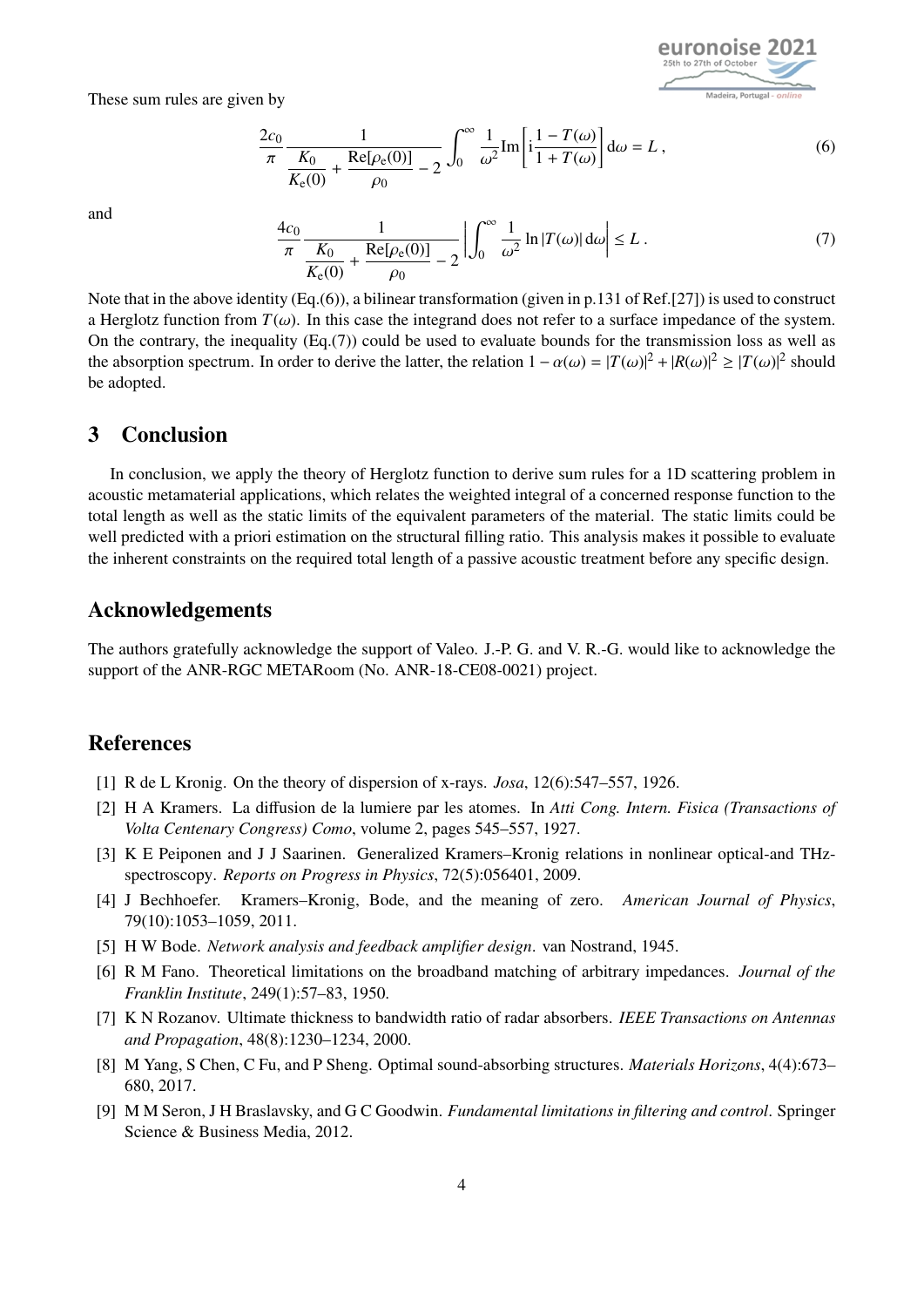These sum rules are given by

$$\frac{2c_0}{\pi}\frac{1}{\dfrac{K_0}{K_\mathrm{e}(0)}+\dfrac{\mathrm{Re}[\rho_\mathrm{e}(0)]}{\rho_0}-2}\int_0^\infty \frac{1}{\omega^2}\mathrm{Im}\left[\mathrm{i}\frac{1-T(\omega)}{1+T(\omega)}\right]\mathrm{d}\omega = L\,, \tag{6}$$

and

$$\frac{4c_0}{\pi}\frac{1}{\dfrac{K_0}{K_\mathrm{e}(0)}+\dfrac{\mathrm{Re}[\rho_\mathrm{e}(0)]}{\rho_0}-2}\left|\int_0^\infty \frac{1}{\omega^2}\ln|T(\omega)|\,\mathrm{d}\omega\right| \leq L\,. \tag{7}$$

Note that in the above identity (Eq.(6)), a bilinear transformation (given in p.131 of Ref.[27]) is used to construct a Herglotz function from $T(\omega)$. In this case the integrand does not refer to a surface impedance of the system. On the contrary, the inequality (Eq.(7)) could be used to evaluate bounds for the transmission loss as well as the absorption spectrum. In order to derive the latter, the relation $1-\alpha(\omega) = |T(\omega)|^2 + |R(\omega)|^2 \geq |T(\omega)|^2$ should be adopted.

## 3 Conclusion

In conclusion, we apply the theory of Herglotz function to derive sum rules for a 1D scattering problem in acoustic metamaterial applications, which relates the weighted integral of a concerned response function to the total length as well as the static limits of the equivalent parameters of the material. The static limits could be well predicted with a priori estimation on the structural filling ratio. This analysis makes it possible to evaluate the inherent constraints on the required total length of a passive acoustic treatment before any specific design.

## Acknowledgements

The authors gratefully acknowledge the support of Valeo. J.-P. G. and V. R.-G. would like to acknowledge the support of the ANR-RGC METARoom (No. ANR-18-CE08-0021) project.

## References

[1] R de L Kronig. On the theory of dispersion of x-rays. *Josa*, 12(6):547–557, 1926.

[2] H A Kramers. La diffusion de la lumiere par les atomes. In *Atti Cong. Intern. Fisica (Transactions of Volta Centenary Congress) Como*, volume 2, pages 545–557, 1927.

[3] K E Peiponen and J J Saarinen. Generalized Kramers–Kronig relations in nonlinear optical-and THz-spectroscopy. *Reports on Progress in Physics*, 72(5):056401, 2009.

[4] J Bechhoefer. Kramers–Kronig, Bode, and the meaning of zero. *American Journal of Physics*, 79(10):1053–1059, 2011.

[5] H W Bode. *Network analysis and feedback amplifier design*. van Nostrand, 1945.

[6] R M Fano. Theoretical limitations on the broadband matching of arbitrary impedances. *Journal of the Franklin Institute*, 249(1):57–83, 1950.

[7] K N Rozanov. Ultimate thickness to bandwidth ratio of radar absorbers. *IEEE Transactions on Antennas and Propagation*, 48(8):1230–1234, 2000.

[8] M Yang, S Chen, C Fu, and P Sheng. Optimal sound-absorbing structures. *Materials Horizons*, 4(4):673–680, 2017.

[9] M M Seron, J H Braslavsky, and G C Goodwin. *Fundamental limitations in filtering and control*. Springer Science & Business Media, 2012.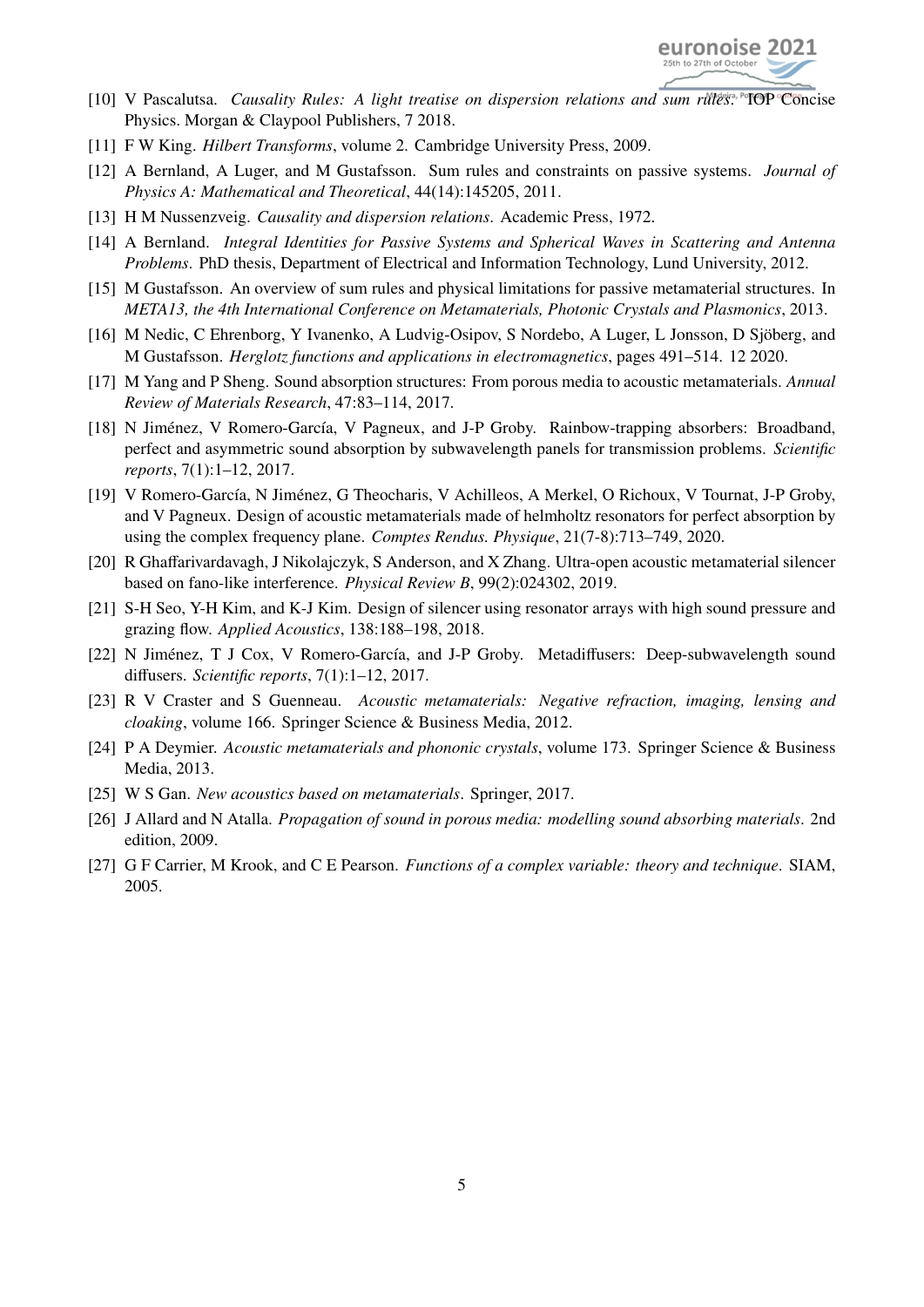[10] V Pascalutsa. *Causality Rules: A light treatise on dispersion relations and sum rules.* IOP Concise Physics. Morgan & Claypool Publishers, 7 2018.

[11] F W King. *Hilbert Transforms*, volume 2. Cambridge University Press, 2009.

[12] A Bernland, A Luger, and M Gustafsson. Sum rules and constraints on passive systems. *Journal of Physics A: Mathematical and Theoretical*, 44(14):145205, 2011.

[13] H M Nussenzveig. *Causality and dispersion relations*. Academic Press, 1972.

[14] A Bernland. *Integral Identities for Passive Systems and Spherical Waves in Scattering and Antenna Problems*. PhD thesis, Department of Electrical and Information Technology, Lund University, 2012.

[15] M Gustafsson. An overview of sum rules and physical limitations for passive metamaterial structures. In *META13, the 4th International Conference on Metamaterials, Photonic Crystals and Plasmonics*, 2013.

[16] M Nedic, C Ehrenborg, Y Ivanenko, A Ludvig-Osipov, S Nordebo, A Luger, L Jonsson, D Sjöberg, and M Gustafsson. *Herglotz functions and applications in electromagnetics*, pages 491–514. 12 2020.

[17] M Yang and P Sheng. Sound absorption structures: From porous media to acoustic metamaterials. *Annual Review of Materials Research*, 47:83–114, 2017.

[18] N Jiménez, V Romero-García, V Pagneux, and J-P Groby. Rainbow-trapping absorbers: Broadband, perfect and asymmetric sound absorption by subwavelength panels for transmission problems. *Scientific reports*, 7(1):1–12, 2017.

[19] V Romero-García, N Jiménez, G Theocharis, V Achilleos, A Merkel, O Richoux, V Tournat, J-P Groby, and V Pagneux. Design of acoustic metamaterials made of helmholtz resonators for perfect absorption by using the complex frequency plane. *Comptes Rendus. Physique*, 21(7-8):713–749, 2020.

[20] R Ghaffarivardavagh, J Nikolajczyk, S Anderson, and X Zhang. Ultra-open acoustic metamaterial silencer based on fano-like interference. *Physical Review B*, 99(2):024302, 2019.

[21] S-H Seo, Y-H Kim, and K-J Kim. Design of silencer using resonator arrays with high sound pressure and grazing flow. *Applied Acoustics*, 138:188–198, 2018.

[22] N Jiménez, T J Cox, V Romero-García, and J-P Groby. Metadiffusers: Deep-subwavelength sound diffusers. *Scientific reports*, 7(1):1–12, 2017.

[23] R V Craster and S Guenneau. *Acoustic metamaterials: Negative refraction, imaging, lensing and cloaking*, volume 166. Springer Science & Business Media, 2012.

[24] P A Deymier. *Acoustic metamaterials and phononic crystals*, volume 173. Springer Science & Business Media, 2013.

[25] W S Gan. *New acoustics based on metamaterials*. Springer, 2017.

[26] J Allard and N Atalla. *Propagation of sound in porous media: modelling sound absorbing materials*. 2nd edition, 2009.

[27] G F Carrier, M Krook, and C E Pearson. *Functions of a complex variable: theory and technique*. SIAM, 2005.